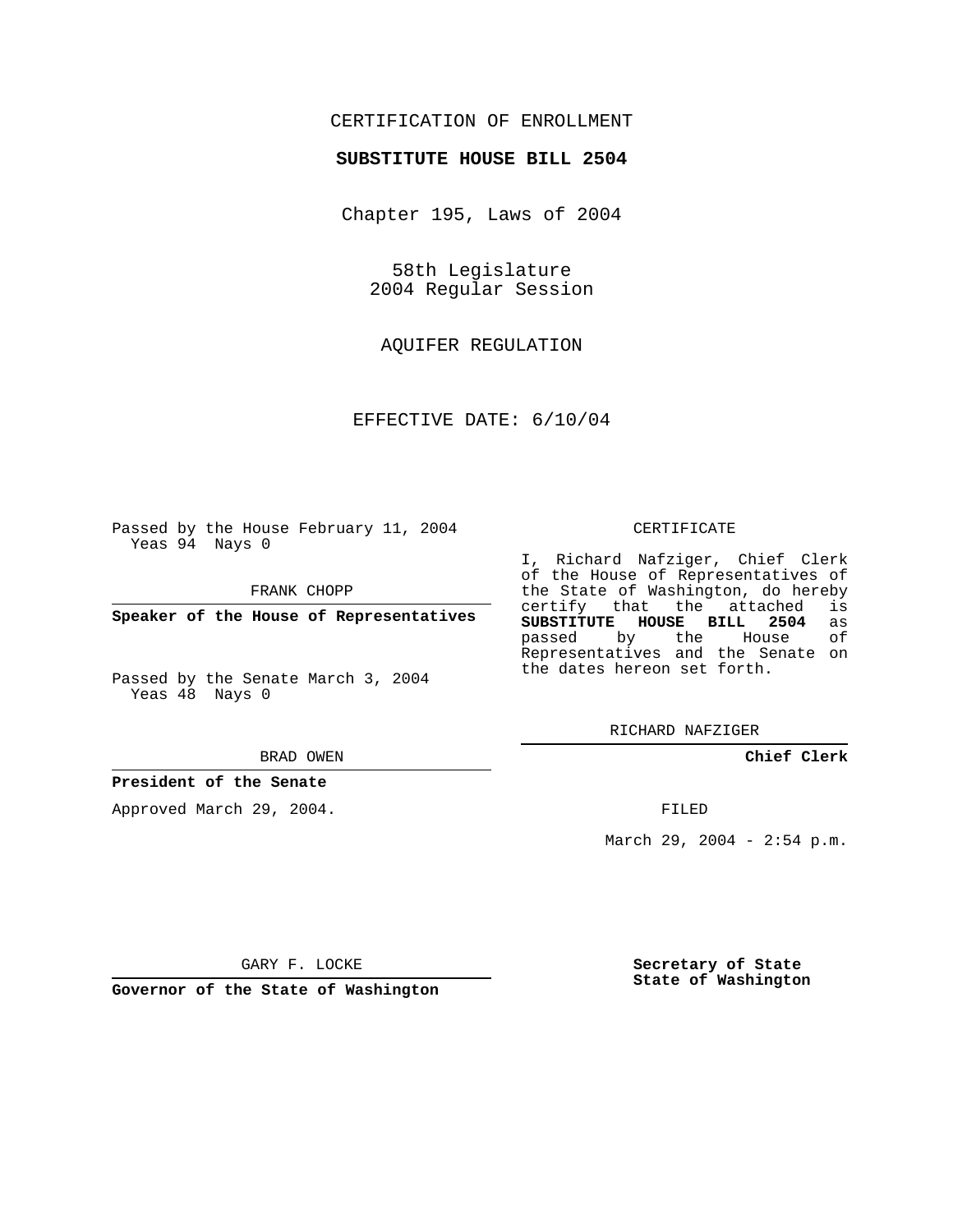CERTIFICATION OF ENROLLMENT

**SUBSTITUTE HOUSE BILL 2504**

Chapter 195, Laws of 2004

58th Legislature
2004 Regular Session

AQUIFER REGULATION

EFFECTIVE DATE: 6/10/04

Passed by the House February 11, 2004
Yeas 94 Nays 0

FRANK CHOPP

**Speaker of the House of Representatives**

Passed by the Senate March 3, 2004
Yeas 48 Nays 0

BRAD OWEN

**President of the Senate**

Approved March 29, 2004.

GARY F. LOCKE

**Governor of the State of Washington**

CERTIFICATE

I, Richard Nafziger, Chief Clerk of the House of Representatives of the State of Washington, do hereby certify that the attached is **SUBSTITUTE HOUSE BILL 2504** as passed by the House of Representatives and the Senate on the dates hereon set forth.

RICHARD NAFZIGER

**Chief Clerk**

FILED

March 29, 2004 - 2:54 p.m.

**Secretary of State**
**State of Washington**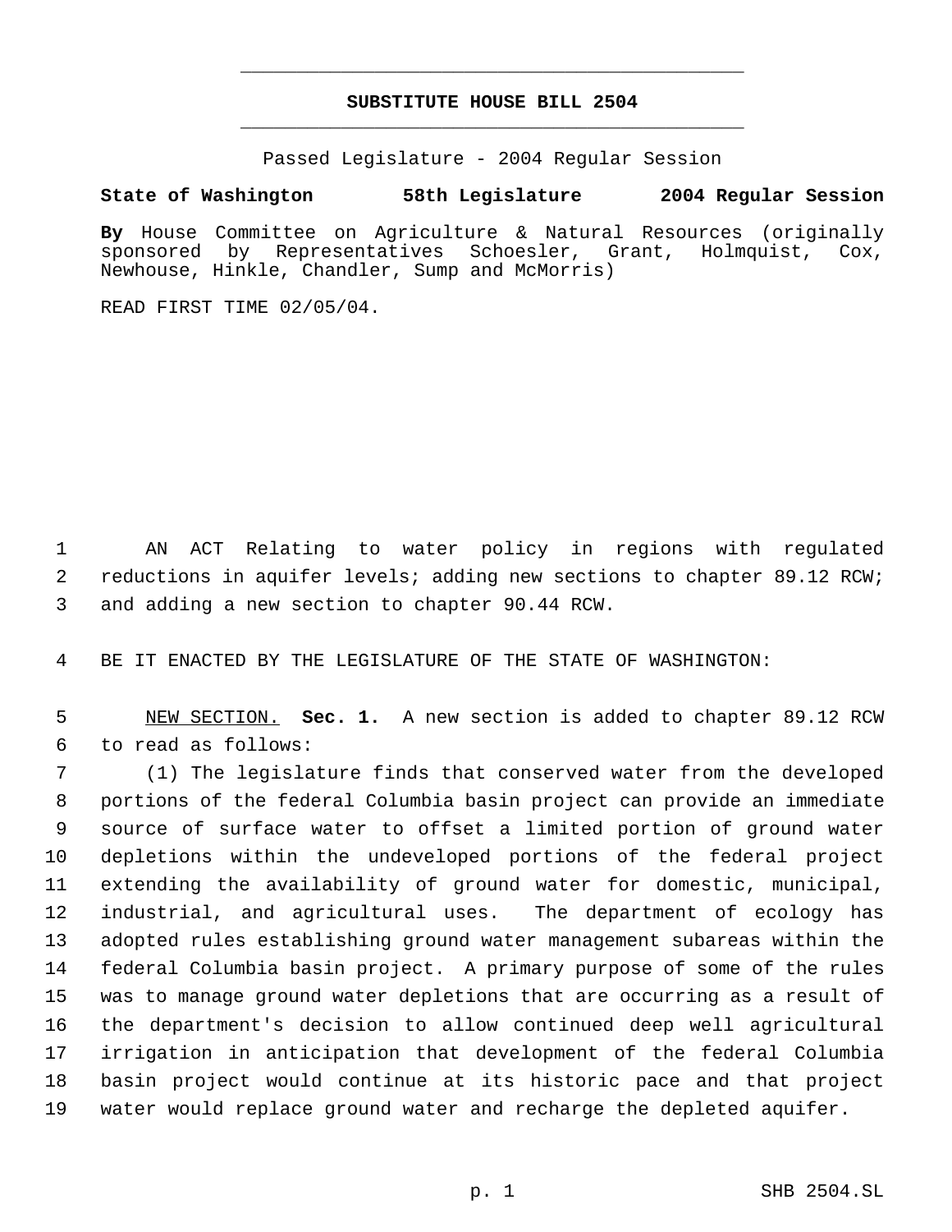# SUBSTITUTE HOUSE BILL 2504

Passed Legislature - 2004 Regular Session

**State of Washington 58th Legislature 2004 Regular Session**

**By** House Committee on Agriculture & Natural Resources (originally sponsored by Representatives Schoesler, Grant, Holmquist, Cox, Newhouse, Hinkle, Chandler, Sump and McMorris)

READ FIRST TIME 02/05/04.

AN ACT Relating to water policy in regions with regulated reductions in aquifer levels; adding new sections to chapter 89.12 RCW; and adding a new section to chapter 90.44 RCW.

BE IT ENACTED BY THE LEGISLATURE OF THE STATE OF WASHINGTON:

NEW SECTION. **Sec. 1.** A new section is added to chapter 89.12 RCW to read as follows:

(1) The legislature finds that conserved water from the developed portions of the federal Columbia basin project can provide an immediate source of surface water to offset a limited portion of ground water depletions within the undeveloped portions of the federal project extending the availability of ground water for domestic, municipal, industrial, and agricultural uses. The department of ecology has adopted rules establishing ground water management subareas within the federal Columbia basin project. A primary purpose of some of the rules was to manage ground water depletions that are occurring as a result of the department's decision to allow continued deep well agricultural irrigation in anticipation that development of the federal Columbia basin project would continue at its historic pace and that project water would replace ground water and recharge the depleted aquifer.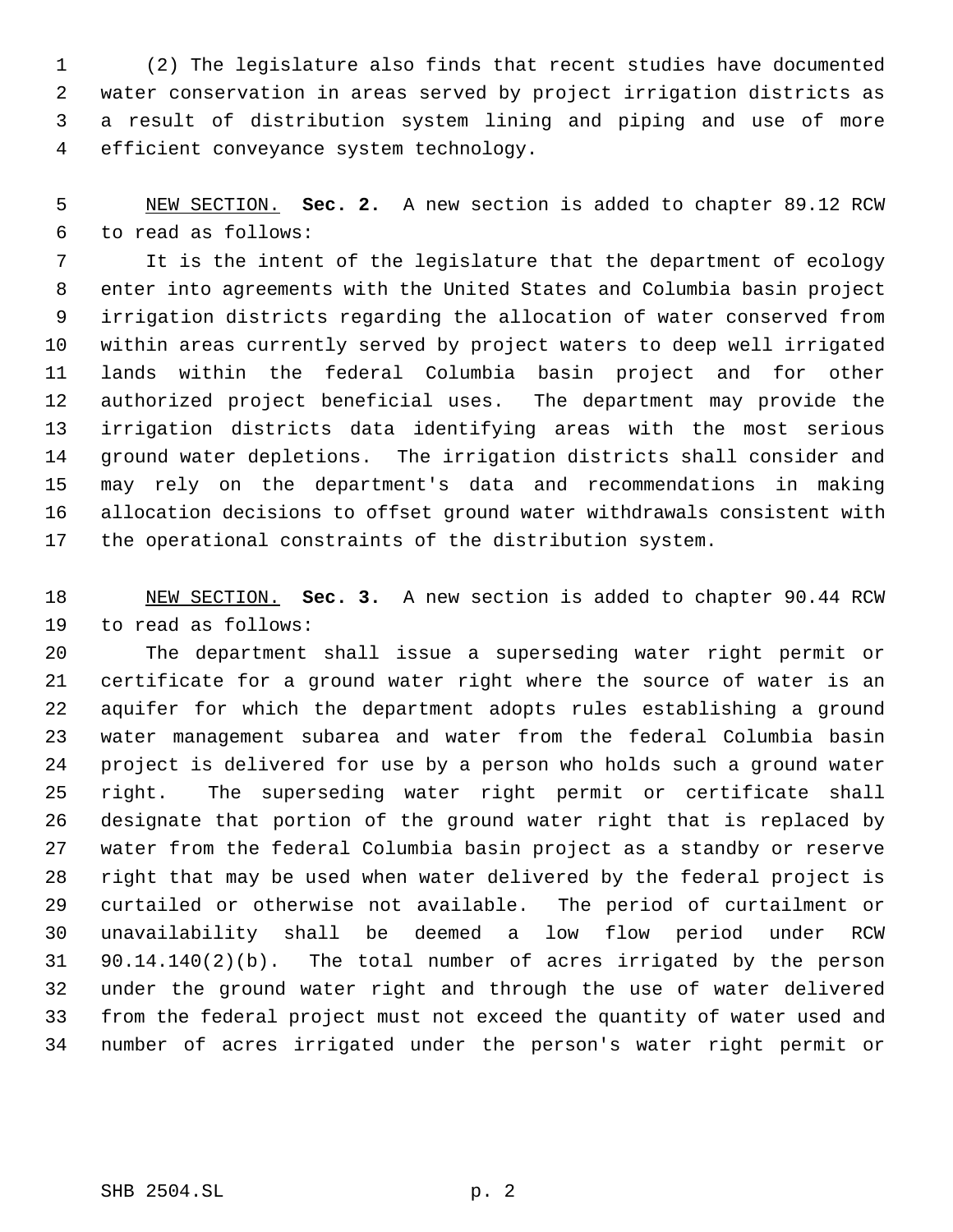(2) The legislature also finds that recent studies have documented water conservation in areas served by project irrigation districts as a result of distribution system lining and piping and use of more efficient conveyance system technology.

NEW SECTION. **Sec. 2.** A new section is added to chapter 89.12 RCW to read as follows:

It is the intent of the legislature that the department of ecology enter into agreements with the United States and Columbia basin project irrigation districts regarding the allocation of water conserved from within areas currently served by project waters to deep well irrigated lands within the federal Columbia basin project and for other authorized project beneficial uses. The department may provide the irrigation districts data identifying areas with the most serious ground water depletions. The irrigation districts shall consider and may rely on the department's data and recommendations in making allocation decisions to offset ground water withdrawals consistent with the operational constraints of the distribution system.

NEW SECTION. **Sec. 3.** A new section is added to chapter 90.44 RCW to read as follows:

The department shall issue a superseding water right permit or certificate for a ground water right where the source of water is an aquifer for which the department adopts rules establishing a ground water management subarea and water from the federal Columbia basin project is delivered for use by a person who holds such a ground water right. The superseding water right permit or certificate shall designate that portion of the ground water right that is replaced by water from the federal Columbia basin project as a standby or reserve right that may be used when water delivered by the federal project is curtailed or otherwise not available. The period of curtailment or unavailability shall be deemed a low flow period under RCW 90.14.140(2)(b). The total number of acres irrigated by the person under the ground water right and through the use of water delivered from the federal project must not exceed the quantity of water used and number of acres irrigated under the person's water right permit or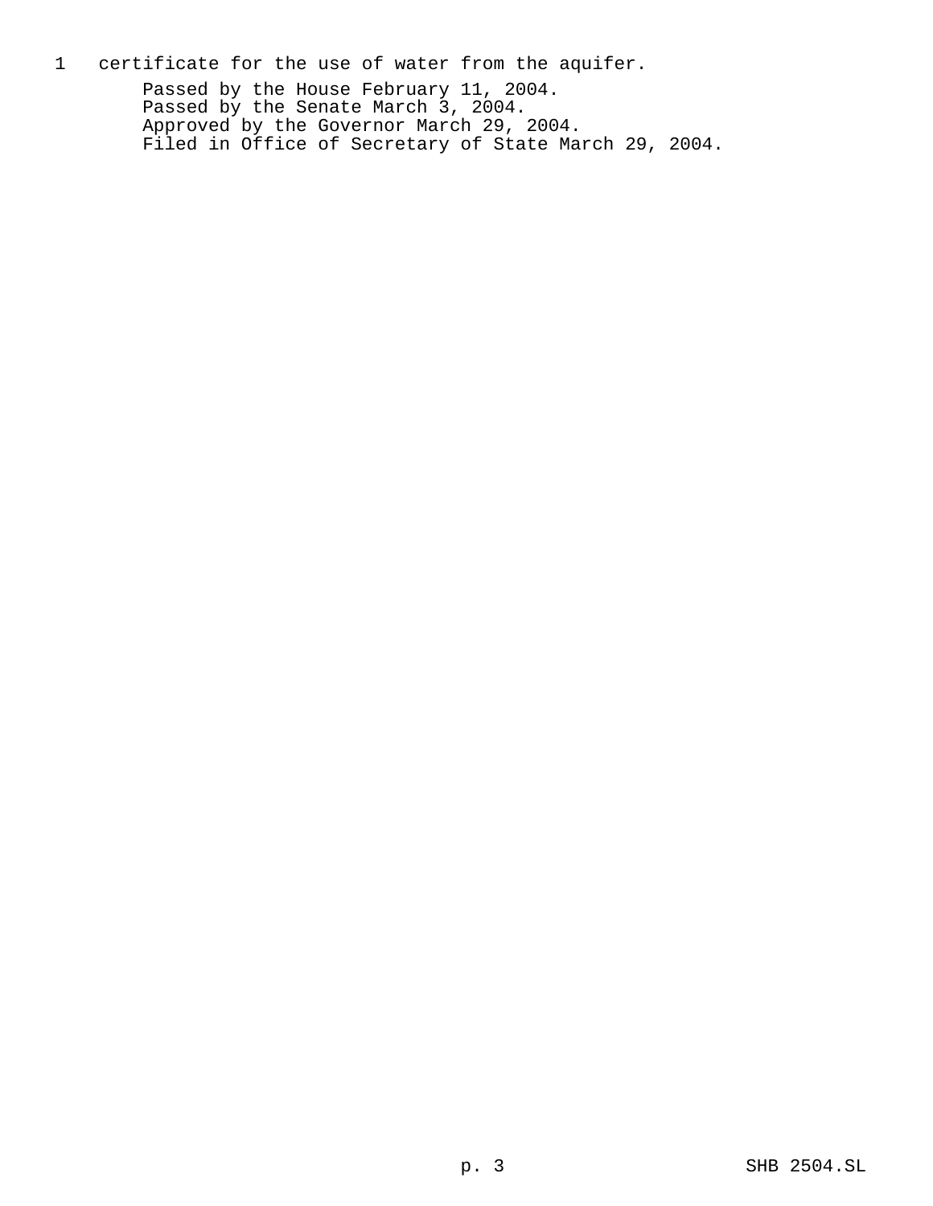certificate for the use of water from the aquifer.

Passed by the House February 11, 2004.
Passed by the Senate March 3, 2004.
Approved by the Governor March 29, 2004.
Filed in Office of Secretary of State March 29, 2004.